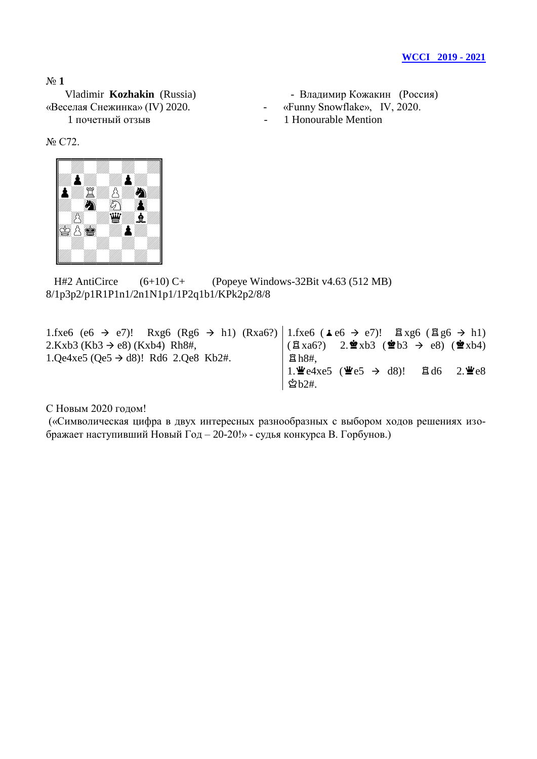**WCCI 2019 - 2021**

№ **1**

Vladimir **Kozhakin** (Russia) - Владимир Кожакин (Россия)

«Веселая Снежинка» (IV) 2020. - «Funny Snowflake», IV, 2020.

1 почетный отзыв - 1 Honourable Mention

№ C72.

H#2 AntiCirce (6+10) C+ (Popeye Windows-32Bit v4.63 (512 MB)

8/1p3p2/p1R1P1n1/2n1N1p1/1P2q1b1/KPk2p2/8/8

| | |
|---|---|
| 1.fxe6 (e6 → e7)! Rxg6 (Rg6 → h1) (Rxa6?) 2.Kxb3 (Kb3 → e8) (Kxb4) Rh8#, 1.Qe4xe5 (Qe5 → d8)! Rd6 2.Qe8 Kb2#. | 1.fxe6 (♟e6 → e7)! ♖xg6 (♖g6 → h1) (♖xa6?) 2.♚xb3 (♚b3 → e8) (♚xb4) ♖h8#, 1.♛e4xe5 (♛e5 → d8)! ♖d6 2.♛e8 ♔b2#. |

С Новым 2020 годом!

(«Символическая цифра в двух интересных разнообразных с выбором ходов решениях изображает наступивший Новый Год – 20-20!» - судья конкурса В. Горбунов.)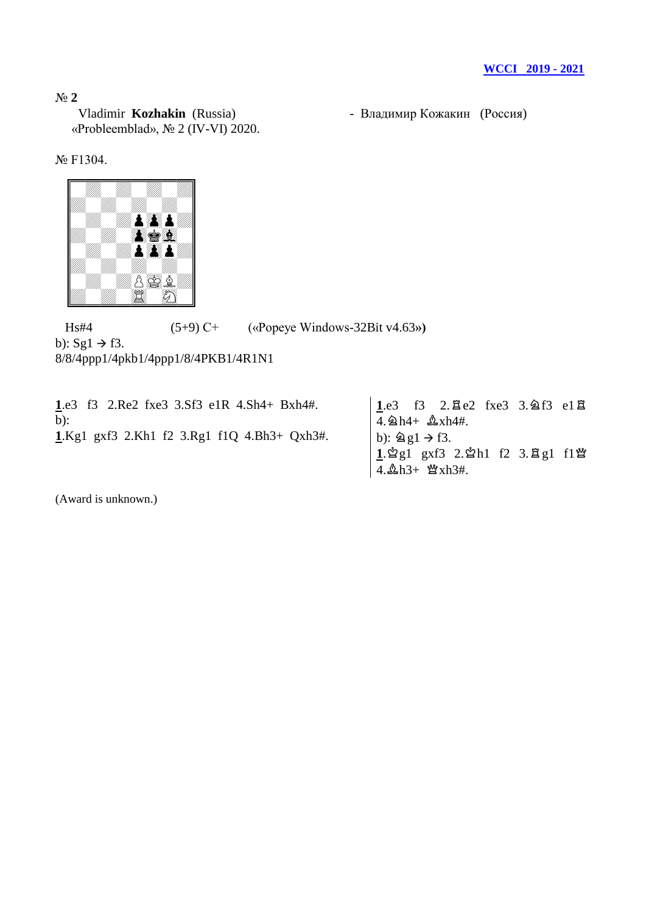[WCCI 2019 - 2021](#)

№ **2**

Vladimir **Kozhakin** (Russia) - Владимир Кожакин (Россия)
«Probleemblad», № 2 (IV-VI) 2020.

№ F1304.

Hs#4 (5+9) C+ («Popeye Windows-32Bit v4.63»)
b): Sg1 → f3.
8/8/4ppp1/4pkb1/4ppp1/8/4PKB1/4R1N1

**1**.e3 f3 2.Re2 fxe3 3.Sf3 e1R 4.Sh4+ Bxh4#.
b):
**1**.Kg1 gxf3 2.Kh1 f2 3.Rg1 f1Q 4.Bh3+ Qxh3#.

**1**.e3 f3 2.♖e2 fxe3 3.♘f3 e1♖ 4.♘h4+ ♝xh4#.
b): ♘g1 → f3.
**1**.♔g1 gxf3 2.♔h1 f2 3.♖g1 f1♛ 4.♗h3+ ♛xh3#.

(Award is unknown.)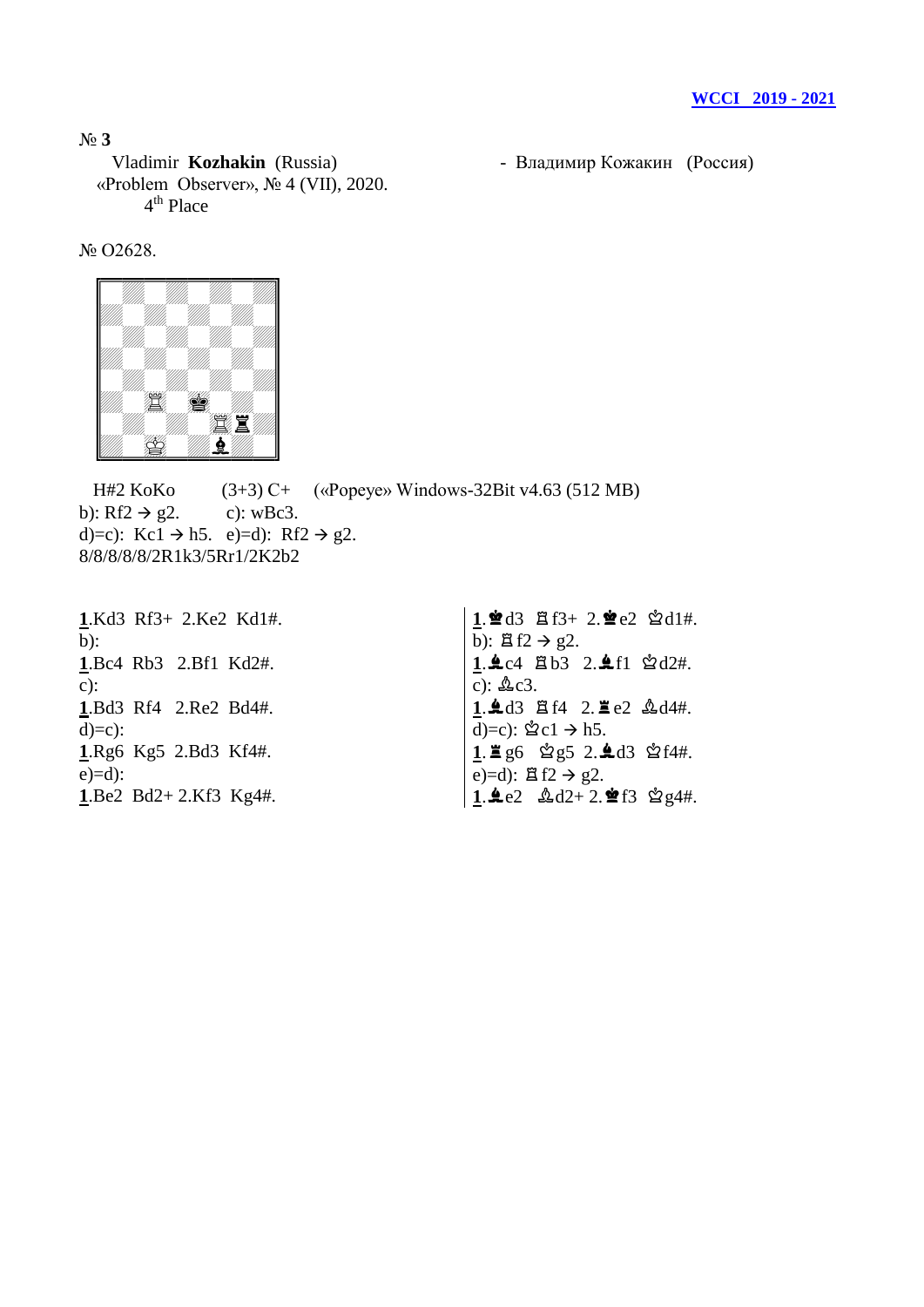**WCCI 2019 - 2021**

№ **3**

Vladimir **Kozhakin** (Russia) - Владимир Кожакин (Россия)

«Problem Observer», № 4 (VII), 2020.

4th Place

№ O2628.

H#2 KoKo (3+3) C+ («Popeye» Windows-32Bit v4.63 (512 MB)

b): Rf2 → g2. c): wBc3.

d)=c): Kc1 → h5. e)=d): Rf2 → g2.

8/8/8/8/2R1k3/5Rr1/2K2b2

**1**.Kd3 Rf3+ 2.Ke2 Kd1#.

b):

**1**.Bc4 Rb3 2.Bf1 Kd2#.

c):

**1**.Bd3 Rf4 2.Re2 Bd4#.

d)=c):

**1**.Rg6 Kg5 2.Bd3 Kf4#.

e)=d):

**1**.Be2 Bd2+ 2.Kf3 Kg4#.

**1**.♚d3 ♖f3+ 2.♚e2 ♔d1#.

b): ♖f2 → g2.

**1**.♝c4 ♖b3 2.♝f1 ♔d2#.

c): ♗c3.

**1**.♝d3 ♖f4 2.♜e2 ♗d4#.

d)=c): ♔c1 → h5.

**1**.♜g6 ♔g5 2.♝d3 ♔f4#.

e)=d): ♖f2 → g2.

**1**.♝e2 ♗d2+ 2.♚f3 ♔g4#.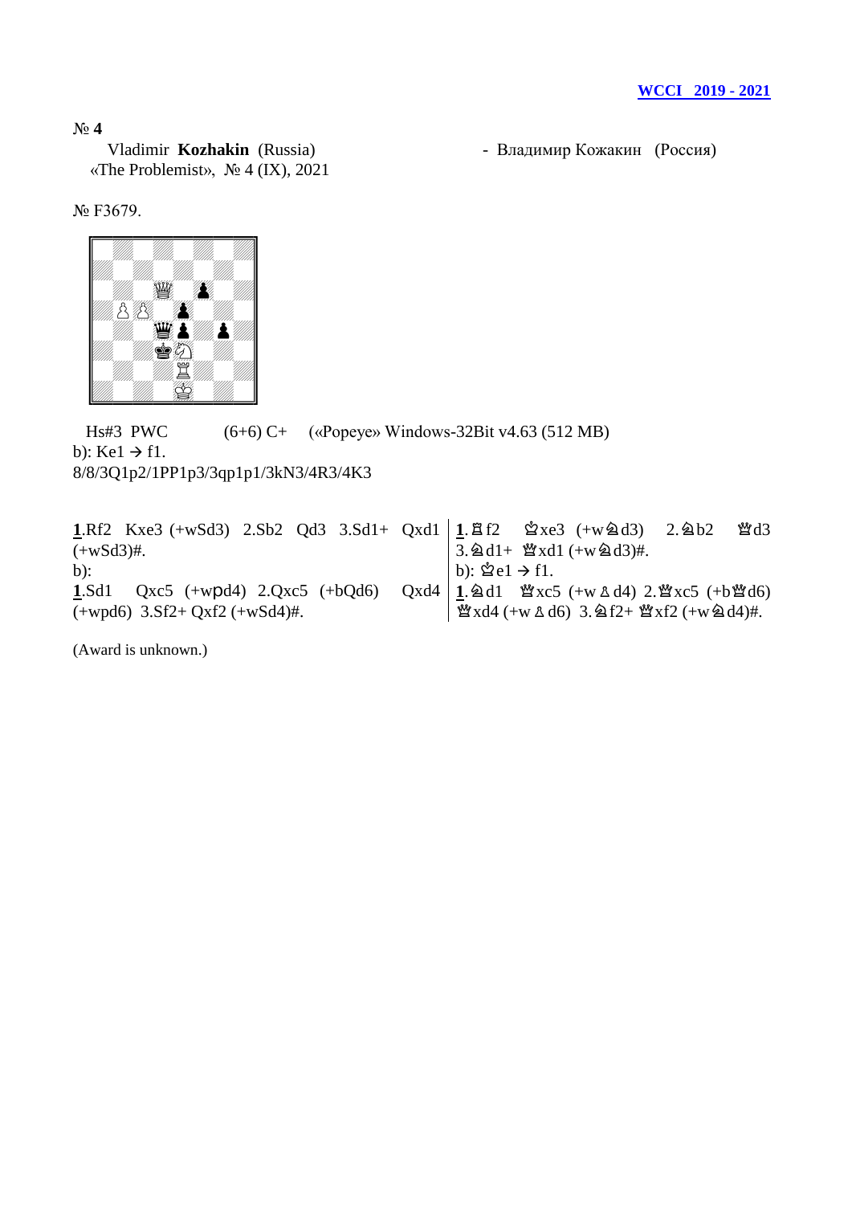**WCCI 2019 - 2021**

№ **4**

Vladimir **Kozhakin** (Russia) - Владимир Кожакин (Россия)
«The Problemist», № 4 (IX), 2021

№ F3679.

Hs#3 PWC (6+6) C+ («Popeye» Windows-32Bit v4.63 (512 MB)
b): Ke1 → f1.
8/8/3Q1p2/1PP1p3/3qp1p1/3kN3/4R3/4K3

| | |
|---|---|
| **1**.Rf2 Kxe3 (+wSd3) 2.Sb2 Qd3 3.Sd1+ Qxd1 (+wSd3)#.<br>b):<br>**1**.Sd1 Qxc5 (+wpd4) 2.Qxc5 (+bQd6) Qxd4 (+wpd6) 3.Sf2+ Qxf2 (+wSd4)#. | **1**.♖f2 ♔xe3 (+w♘d3) 2.♘b2 ♕d3 3.♘d1+ ♕xd1 (+w♘d3)#.<br>b): ♔e1 → f1.<br>**1**.♘d1 ♕xc5 (+w♙d4) 2.♕xc5 (+b♕d6) ♕xd4 (+w♙d6) 3.♘f2+ ♕xf2 (+w♘d4)#. |

(Award is unknown.)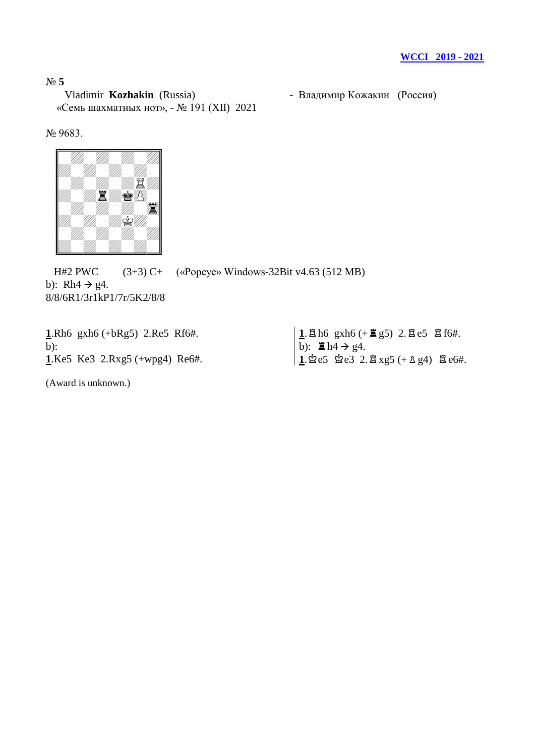**WCCI 2019 - 2021**

№ **5**

Vladimir **Kozhakin** (Russia) - Владимир Кожакин (Россия)

«Семь шахматных нот», - № 191 (XII) 2021

№ 9683.

H#2 PWC (3+3) C+ («Popeye» Windows-32Bit v4.63 (512 MB)

b): Rh4 → g4.

8/8/6R1/3r1kP1/7r/5K2/8/8

**1**.Rh6 gxh6 (+bRg5) 2.Re5 Rf6#.

b):

**1**.Ke5 Ke3 2.Rxg5 (+wpg4) Re6#.

**1**.♖h6 gxh6 (+♜g5) 2.♖e5 ♖f6#.

b): ♜h4 → g4.

**1**.♔e5 ♔e3 2.♖xg5 (+♙g4) ♖e6#.

(Award is unknown.)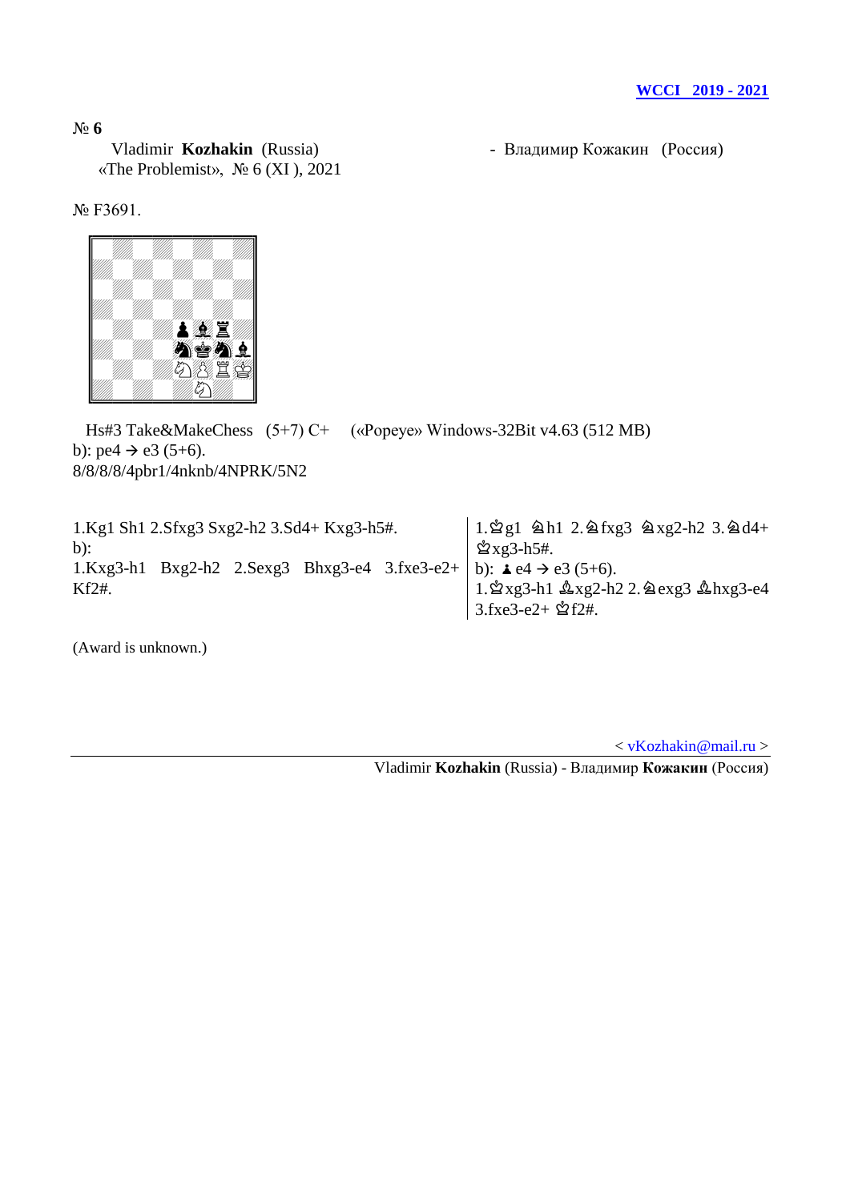**WCCI 2019 - 2021**

№ **6**

Vladimir **Kozhakin** (Russia) - Владимир Кожакин (Россия)

«The Problemist», № 6 (XI ), 2021

№ F3691.

Hs#3 Take&MakeChess (5+7) C+ («Popeye» Windows-32Bit v4.63 (512 MB)

b): pe4 → e3 (5+6).

8/8/8/8/4pbr1/4nknb/4NPRK/5N2

1.Kg1 Sh1 2.Sfxg3 Sxg2-h2 3.Sd4+ Kxg3-h5#.

b):

1.Kxg3-h1 Bxg2-h2 2.Sexg3 Bhxg3-e4 3.fxe3-e2+ Kf2#.

1.♔g1 ♞h1 2.♘fxg3 ♞xg2-h2 3.♘d4+ ♚xg3-h5#.

b): ♟e4 → e3 (5+6).

1.♔xg3-h1 ♝xg2-h2 2.♘exg3 ♝hxg3-e4 3.fxe3-e2+ ♚f2#.

(Award is unknown.)

< vKozhakin@mail.ru >